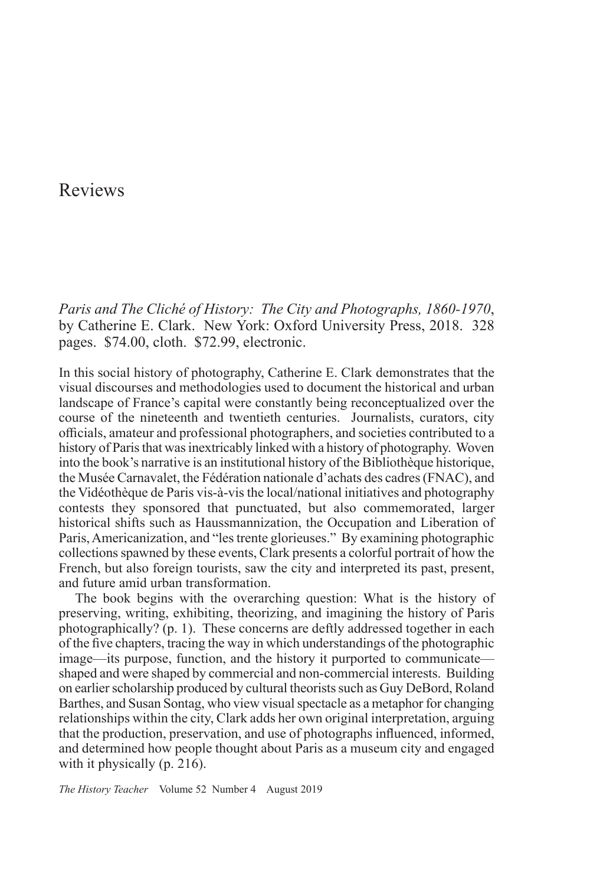# Reviews

*Paris and The Cliché of History: The City and Photographs, 1860-1970*, by Catherine E. Clark. New York: Oxford University Press, 2018. 328 pages. $74.00, cloth. $72.99, electronic.

In this social history of photography, Catherine E. Clark demonstrates that the visual discourses and methodologies used to document the historical and urban landscape of France's capital were constantly being reconceptualized over the course of the nineteenth and twentieth centuries. Journalists, curators, city officials, amateur and professional photographers, and societies contributed to a history of Paris that was inextricably linked with a history of photography. Woven into the book's narrative is an institutional history of the Bibliothèque historique, the Musée Carnavalet, the Fédération nationale d'achats des cadres (FNAC), and the Vidéothèque de Paris vis-à-vis the local/national initiatives and photography contests they sponsored that punctuated, but also commemorated, larger historical shifts such as Haussmannization, the Occupation and Liberation of Paris, Americanization, and "les trente glorieuses." By examining photographic collections spawned by these events, Clark presents a colorful portrait of how the French, but also foreign tourists, saw the city and interpreted its past, present, and future amid urban transformation.

The book begins with the overarching question: What is the history of preserving, writing, exhibiting, theorizing, and imagining the history of Paris photographically? (p. 1). These concerns are deftly addressed together in each of the five chapters, tracing the way in which understandings of the photographic image—its purpose, function, and the history it purported to communicate—shaped and were shaped by commercial and non-commercial interests. Building on earlier scholarship produced by cultural theorists such as Guy DeBord, Roland Barthes, and Susan Sontag, who view visual spectacle as a metaphor for changing relationships within the city, Clark adds her own original interpretation, arguing that the production, preservation, and use of photographs influenced, informed, and determined how people thought about Paris as a museum city and engaged with it physically (p. 216).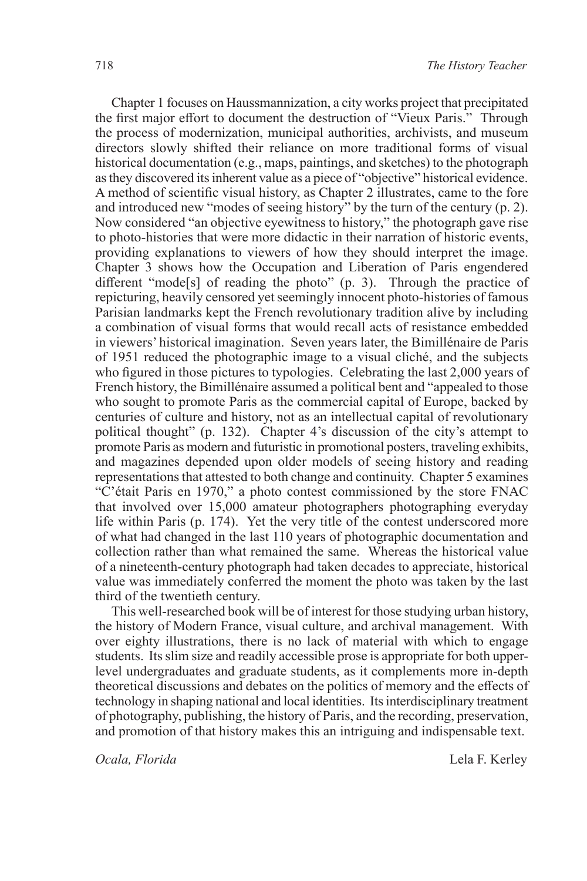Chapter 1 focuses on Haussmannization, a city works project that precipitated the first major effort to document the destruction of "Vieux Paris." Through the process of modernization, municipal authorities, archivists, and museum directors slowly shifted their reliance on more traditional forms of visual historical documentation (e.g., maps, paintings, and sketches) to the photograph as they discovered its inherent value as a piece of "objective" historical evidence. A method of scientific visual history, as Chapter 2 illustrates, came to the fore and introduced new "modes of seeing history" by the turn of the century (p. 2). Now considered "an objective eyewitness to history," the photograph gave rise to photo-histories that were more didactic in their narration of historic events, providing explanations to viewers of how they should interpret the image. Chapter 3 shows how the Occupation and Liberation of Paris engendered different "mode[s] of reading the photo" (p. 3). Through the practice of repicturing, heavily censored yet seemingly innocent photo-histories of famous Parisian landmarks kept the French revolutionary tradition alive by including a combination of visual forms that would recall acts of resistance embedded in viewers' historical imagination. Seven years later, the Bimillénaire de Paris of 1951 reduced the photographic image to a visual cliché, and the subjects who figured in those pictures to typologies. Celebrating the last 2,000 years of French history, the Bimillénaire assumed a political bent and "appealed to those who sought to promote Paris as the commercial capital of Europe, backed by centuries of culture and history, not as an intellectual capital of revolutionary political thought" (p. 132). Chapter 4's discussion of the city's attempt to promote Paris as modern and futuristic in promotional posters, traveling exhibits, and magazines depended upon older models of seeing history and reading representations that attested to both change and continuity. Chapter 5 examines "C'était Paris en 1970," a photo contest commissioned by the store FNAC that involved over 15,000 amateur photographers photographing everyday life within Paris (p. 174). Yet the very title of the contest underscored more of what had changed in the last 110 years of photographic documentation and collection rather than what remained the same. Whereas the historical value of a nineteenth-century photograph had taken decades to appreciate, historical value was immediately conferred the moment the photo was taken by the last third of the twentieth century.

This well-researched book will be of interest for those studying urban history, the history of Modern France, visual culture, and archival management. With over eighty illustrations, there is no lack of material with which to engage students. Its slim size and readily accessible prose is appropriate for both upper-level undergraduates and graduate students, as it complements more in-depth theoretical discussions and debates on the politics of memory and the effects of technology in shaping national and local identities. Its interdisciplinary treatment of photography, publishing, the history of Paris, and the recording, preservation, and promotion of that history makes this an intriguing and indispensable text.

*Ocala, Florida* — Lela F. Kerley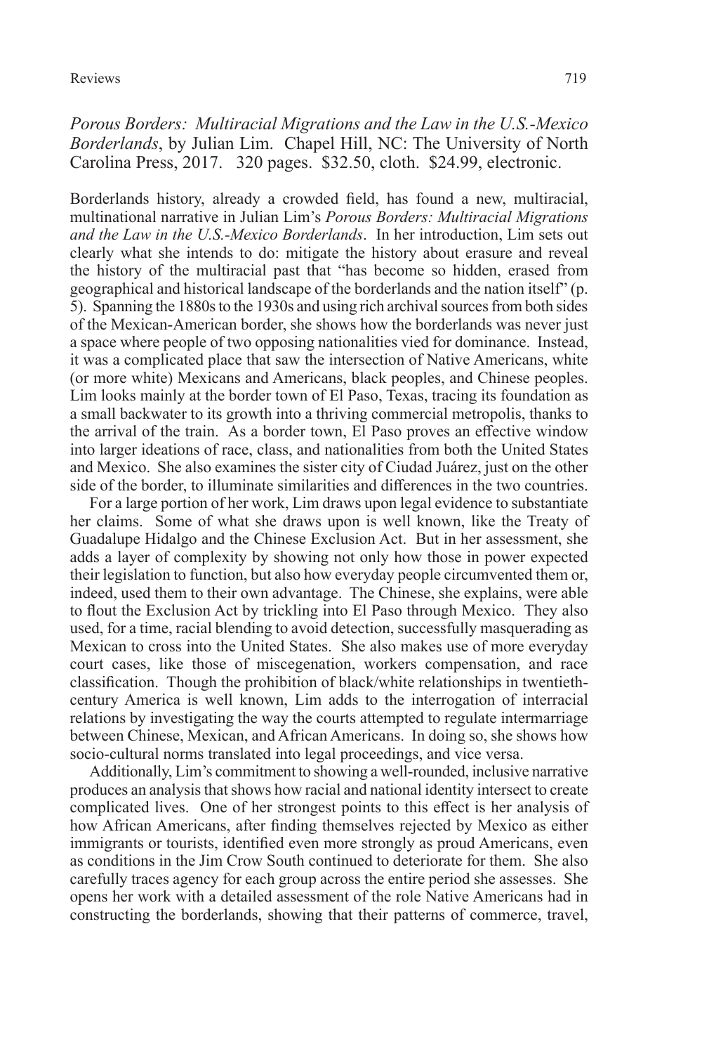*Porous Borders: Multiracial Migrations and the Law in the U.S.-Mexico Borderlands*, by Julian Lim. Chapel Hill, NC: The University of North Carolina Press, 2017. 320 pages. $32.50, cloth. $24.99, electronic.

Borderlands history, already a crowded field, has found a new, multiracial, multinational narrative in Julian Lim's *Porous Borders: Multiracial Migrations and the Law in the U.S.-Mexico Borderlands*. In her introduction, Lim sets out clearly what she intends to do: mitigate the history about erasure and reveal the history of the multiracial past that "has become so hidden, erased from geographical and historical landscape of the borderlands and the nation itself" (p. 5). Spanning the 1880s to the 1930s and using rich archival sources from both sides of the Mexican-American border, she shows how the borderlands was never just a space where people of two opposing nationalities vied for dominance. Instead, it was a complicated place that saw the intersection of Native Americans, white (or more white) Mexicans and Americans, black peoples, and Chinese peoples. Lim looks mainly at the border town of El Paso, Texas, tracing its foundation as a small backwater to its growth into a thriving commercial metropolis, thanks to the arrival of the train. As a border town, El Paso proves an effective window into larger ideations of race, class, and nationalities from both the United States and Mexico. She also examines the sister city of Ciudad Juárez, just on the other side of the border, to illuminate similarities and differences in the two countries.

For a large portion of her work, Lim draws upon legal evidence to substantiate her claims. Some of what she draws upon is well known, like the Treaty of Guadalupe Hidalgo and the Chinese Exclusion Act. But in her assessment, she adds a layer of complexity by showing not only how those in power expected their legislation to function, but also how everyday people circumvented them or, indeed, used them to their own advantage. The Chinese, she explains, were able to flout the Exclusion Act by trickling into El Paso through Mexico. They also used, for a time, racial blending to avoid detection, successfully masquerading as Mexican to cross into the United States. She also makes use of more everyday court cases, like those of miscegenation, workers compensation, and race classification. Though the prohibition of black/white relationships in twentieth-century America is well known, Lim adds to the interrogation of interracial relations by investigating the way the courts attempted to regulate intermarriage between Chinese, Mexican, and African Americans. In doing so, she shows how socio-cultural norms translated into legal proceedings, and vice versa.

Additionally, Lim's commitment to showing a well-rounded, inclusive narrative produces an analysis that shows how racial and national identity intersect to create complicated lives. One of her strongest points to this effect is her analysis of how African Americans, after finding themselves rejected by Mexico as either immigrants or tourists, identified even more strongly as proud Americans, even as conditions in the Jim Crow South continued to deteriorate for them. She also carefully traces agency for each group across the entire period she assesses. She opens her work with a detailed assessment of the role Native Americans had in constructing the borderlands, showing that their patterns of commerce, travel,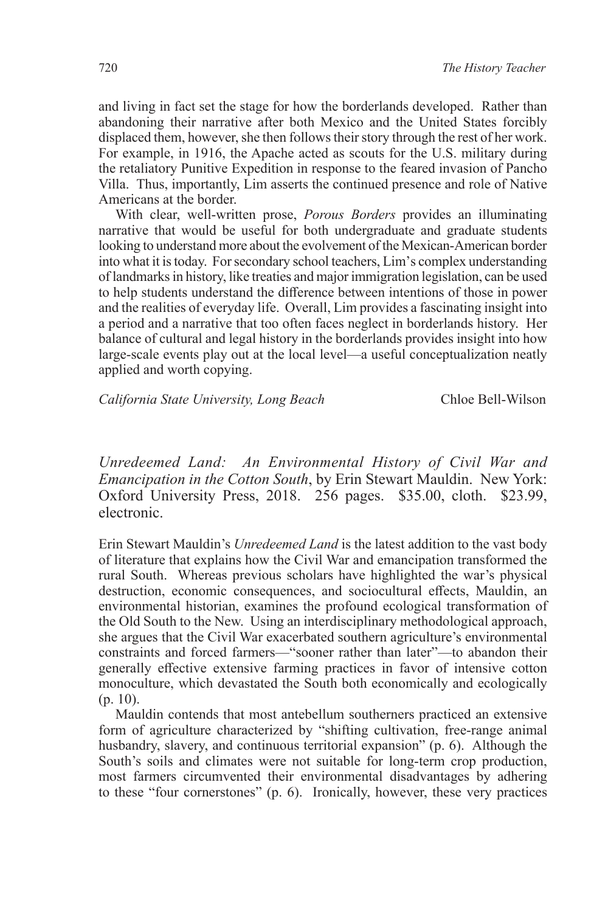and living in fact set the stage for how the borderlands developed. Rather than abandoning their narrative after both Mexico and the United States forcibly displaced them, however, she then follows their story through the rest of her work. For example, in 1916, the Apache acted as scouts for the U.S. military during the retaliatory Punitive Expedition in response to the feared invasion of Pancho Villa. Thus, importantly, Lim asserts the continued presence and role of Native Americans at the border.

With clear, well-written prose, *Porous Borders* provides an illuminating narrative that would be useful for both undergraduate and graduate students looking to understand more about the evolvement of the Mexican-American border into what it is today. For secondary school teachers, Lim's complex understanding of landmarks in history, like treaties and major immigration legislation, can be used to help students understand the difference between intentions of those in power and the realities of everyday life. Overall, Lim provides a fascinating insight into a period and a narrative that too often faces neglect in borderlands history. Her balance of cultural and legal history in the borderlands provides insight into how large-scale events play out at the local level—a useful conceptualization neatly applied and worth copying.

*California State University, Long Beach* Chloe Bell-Wilson

*Unredeemed Land: An Environmental History of Civil War and Emancipation in the Cotton South*, by Erin Stewart Mauldin. New York: Oxford University Press, 2018. 256 pages. $35.00, cloth. $23.99, electronic.

Erin Stewart Mauldin's *Unredeemed Land* is the latest addition to the vast body of literature that explains how the Civil War and emancipation transformed the rural South. Whereas previous scholars have highlighted the war's physical destruction, economic consequences, and sociocultural effects, Mauldin, an environmental historian, examines the profound ecological transformation of the Old South to the New. Using an interdisciplinary methodological approach, she argues that the Civil War exacerbated southern agriculture's environmental constraints and forced farmers—"sooner rather than later"—to abandon their generally effective extensive farming practices in favor of intensive cotton monoculture, which devastated the South both economically and ecologically (p. 10).

Mauldin contends that most antebellum southerners practiced an extensive form of agriculture characterized by "shifting cultivation, free-range animal husbandry, slavery, and continuous territorial expansion" (p. 6). Although the South's soils and climates were not suitable for long-term crop production, most farmers circumvented their environmental disadvantages by adhering to these "four cornerstones" (p. 6). Ironically, however, these very practices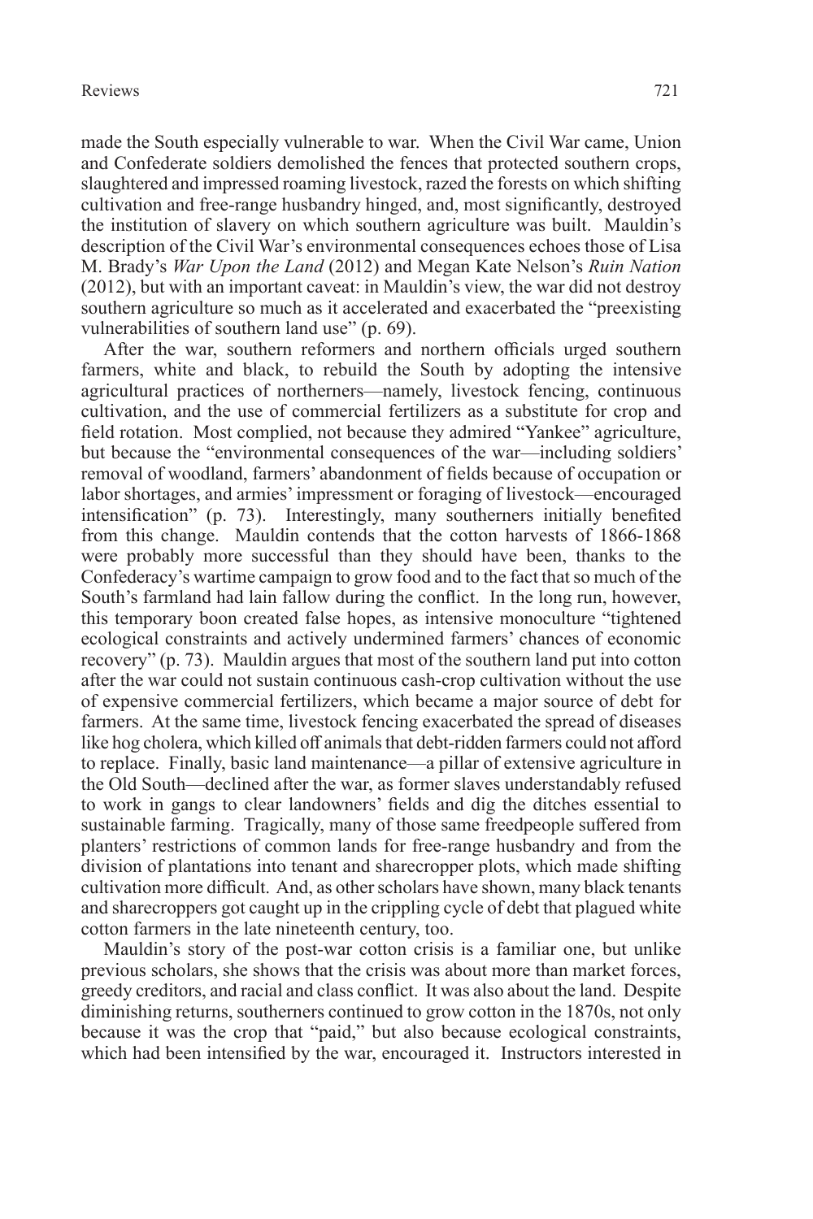made the South especially vulnerable to war. When the Civil War came, Union and Confederate soldiers demolished the fences that protected southern crops, slaughtered and impressed roaming livestock, razed the forests on which shifting cultivation and free-range husbandry hinged, and, most significantly, destroyed the institution of slavery on which southern agriculture was built. Mauldin's description of the Civil War's environmental consequences echoes those of Lisa M. Brady's *War Upon the Land* (2012) and Megan Kate Nelson's *Ruin Nation* (2012), but with an important caveat: in Mauldin's view, the war did not destroy southern agriculture so much as it accelerated and exacerbated the "preexisting vulnerabilities of southern land use" (p. 69).

After the war, southern reformers and northern officials urged southern farmers, white and black, to rebuild the South by adopting the intensive agricultural practices of northerners—namely, livestock fencing, continuous cultivation, and the use of commercial fertilizers as a substitute for crop and field rotation. Most complied, not because they admired "Yankee" agriculture, but because the "environmental consequences of the war—including soldiers' removal of woodland, farmers' abandonment of fields because of occupation or labor shortages, and armies' impressment or foraging of livestock—encouraged intensification" (p. 73). Interestingly, many southerners initially benefited from this change. Mauldin contends that the cotton harvests of 1866-1868 were probably more successful than they should have been, thanks to the Confederacy's wartime campaign to grow food and to the fact that so much of the South's farmland had lain fallow during the conflict. In the long run, however, this temporary boon created false hopes, as intensive monoculture "tightened ecological constraints and actively undermined farmers' chances of economic recovery" (p. 73). Mauldin argues that most of the southern land put into cotton after the war could not sustain continuous cash-crop cultivation without the use of expensive commercial fertilizers, which became a major source of debt for farmers. At the same time, livestock fencing exacerbated the spread of diseases like hog cholera, which killed off animals that debt-ridden farmers could not afford to replace. Finally, basic land maintenance—a pillar of extensive agriculture in the Old South—declined after the war, as former slaves understandably refused to work in gangs to clear landowners' fields and dig the ditches essential to sustainable farming. Tragically, many of those same freedpeople suffered from planters' restrictions of common lands for free-range husbandry and from the division of plantations into tenant and sharecropper plots, which made shifting cultivation more difficult. And, as other scholars have shown, many black tenants and sharecroppers got caught up in the crippling cycle of debt that plagued white cotton farmers in the late nineteenth century, too.

Mauldin's story of the post-war cotton crisis is a familiar one, but unlike previous scholars, she shows that the crisis was about more than market forces, greedy creditors, and racial and class conflict. It was also about the land. Despite diminishing returns, southerners continued to grow cotton in the 1870s, not only because it was the crop that "paid," but also because ecological constraints, which had been intensified by the war, encouraged it. Instructors interested in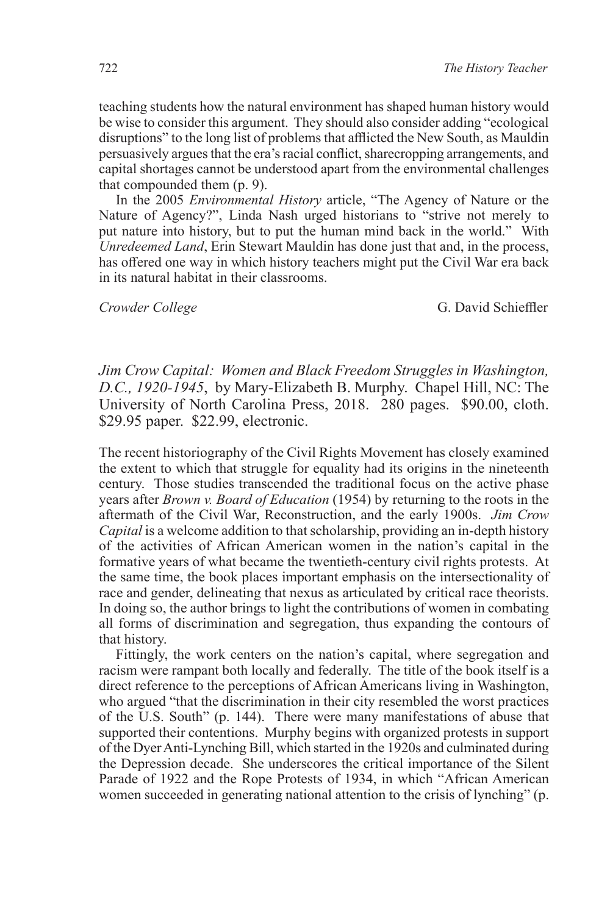teaching students how the natural environment has shaped human history would be wise to consider this argument. They should also consider adding "ecological disruptions" to the long list of problems that afflicted the New South, as Mauldin persuasively argues that the era's racial conflict, sharecropping arrangements, and capital shortages cannot be understood apart from the environmental challenges that compounded them (p. 9).

In the 2005 *Environmental History* article, "The Agency of Nature or the Nature of Agency?", Linda Nash urged historians to "strive not merely to put nature into history, but to put the human mind back in the world." With *Unredeemed Land*, Erin Stewart Mauldin has done just that and, in the process, has offered one way in which history teachers might put the Civil War era back in its natural habitat in their classrooms.

*Crowder College* G. David Schieffler

*Jim Crow Capital: Women and Black Freedom Struggles in Washington, D.C., 1920-1945*, by Mary-Elizabeth B. Murphy. Chapel Hill, NC: The University of North Carolina Press, 2018. 280 pages. $90.00, cloth. $29.95 paper. $22.99, electronic.

The recent historiography of the Civil Rights Movement has closely examined the extent to which that struggle for equality had its origins in the nineteenth century. Those studies transcended the traditional focus on the active phase years after *Brown v. Board of Education* (1954) by returning to the roots in the aftermath of the Civil War, Reconstruction, and the early 1900s. *Jim Crow Capital* is a welcome addition to that scholarship, providing an in-depth history of the activities of African American women in the nation's capital in the formative years of what became the twentieth-century civil rights protests. At the same time, the book places important emphasis on the intersectionality of race and gender, delineating that nexus as articulated by critical race theorists. In doing so, the author brings to light the contributions of women in combating all forms of discrimination and segregation, thus expanding the contours of that history.

Fittingly, the work centers on the nation's capital, where segregation and racism were rampant both locally and federally. The title of the book itself is a direct reference to the perceptions of African Americans living in Washington, who argued "that the discrimination in their city resembled the worst practices of the U.S. South" (p. 144). There were many manifestations of abuse that supported their contentions. Murphy begins with organized protests in support of the Dyer Anti-Lynching Bill, which started in the 1920s and culminated during the Depression decade. She underscores the critical importance of the Silent Parade of 1922 and the Rope Protests of 1934, in which "African American women succeeded in generating national attention to the crisis of lynching" (p.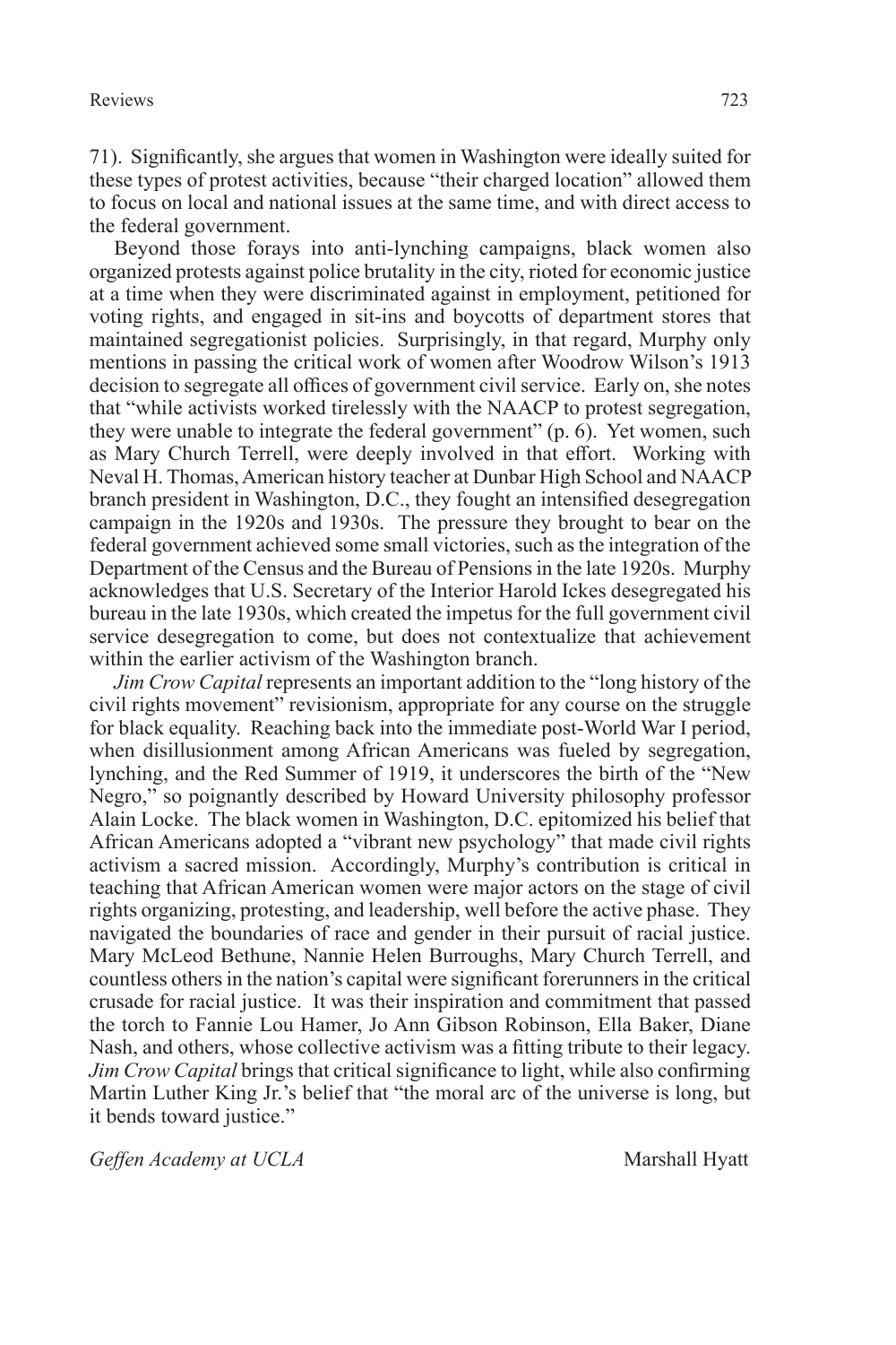71). Significantly, she argues that women in Washington were ideally suited for these types of protest activities, because "their charged location" allowed them to focus on local and national issues at the same time, and with direct access to the federal government.

Beyond those forays into anti-lynching campaigns, black women also organized protests against police brutality in the city, rioted for economic justice at a time when they were discriminated against in employment, petitioned for voting rights, and engaged in sit-ins and boycotts of department stores that maintained segregationist policies. Surprisingly, in that regard, Murphy only mentions in passing the critical work of women after Woodrow Wilson's 1913 decision to segregate all offices of government civil service. Early on, she notes that "while activists worked tirelessly with the NAACP to protest segregation, they were unable to integrate the federal government" (p. 6). Yet women, such as Mary Church Terrell, were deeply involved in that effort. Working with Neval H. Thomas, American history teacher at Dunbar High School and NAACP branch president in Washington, D.C., they fought an intensified desegregation campaign in the 1920s and 1930s. The pressure they brought to bear on the federal government achieved some small victories, such as the integration of the Department of the Census and the Bureau of Pensions in the late 1920s. Murphy acknowledges that U.S. Secretary of the Interior Harold Ickes desegregated his bureau in the late 1930s, which created the impetus for the full government civil service desegregation to come, but does not contextualize that achievement within the earlier activism of the Washington branch.

*Jim Crow Capital* represents an important addition to the "long history of the civil rights movement" revisionism, appropriate for any course on the struggle for black equality. Reaching back into the immediate post-World War I period, when disillusionment among African Americans was fueled by segregation, lynching, and the Red Summer of 1919, it underscores the birth of the "New Negro," so poignantly described by Howard University philosophy professor Alain Locke. The black women in Washington, D.C. epitomized his belief that African Americans adopted a "vibrant new psychology" that made civil rights activism a sacred mission. Accordingly, Murphy's contribution is critical in teaching that African American women were major actors on the stage of civil rights organizing, protesting, and leadership, well before the active phase. They navigated the boundaries of race and gender in their pursuit of racial justice. Mary McLeod Bethune, Nannie Helen Burroughs, Mary Church Terrell, and countless others in the nation's capital were significant forerunners in the critical crusade for racial justice. It was their inspiration and commitment that passed the torch to Fannie Lou Hamer, Jo Ann Gibson Robinson, Ella Baker, Diane Nash, and others, whose collective activism was a fitting tribute to their legacy. *Jim Crow Capital* brings that critical significance to light, while also confirming Martin Luther King Jr.'s belief that "the moral arc of the universe is long, but it bends toward justice."

*Geffen Academy at UCLA* — Marshall Hyatt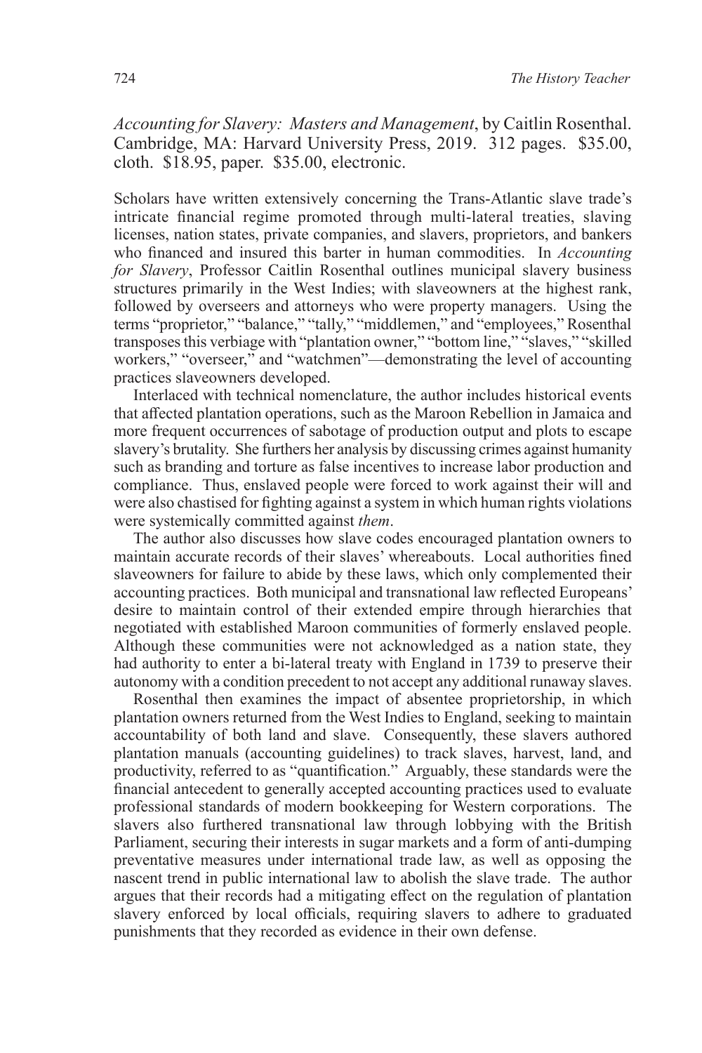*Accounting for Slavery: Masters and Management*, by Caitlin Rosenthal. Cambridge, MA: Harvard University Press, 2019. 312 pages. $35.00, cloth. $18.95, paper. $35.00, electronic.

Scholars have written extensively concerning the Trans-Atlantic slave trade's intricate financial regime promoted through multi-lateral treaties, slaving licenses, nation states, private companies, and slavers, proprietors, and bankers who financed and insured this barter in human commodities. In *Accounting for Slavery*, Professor Caitlin Rosenthal outlines municipal slavery business structures primarily in the West Indies; with slaveowners at the highest rank, followed by overseers and attorneys who were property managers. Using the terms "proprietor," "balance," "tally," "middlemen," and "employees," Rosenthal transposes this verbiage with "plantation owner," "bottom line," "slaves," "skilled workers," "overseer," and "watchmen"—demonstrating the level of accounting practices slaveowners developed.

Interlaced with technical nomenclature, the author includes historical events that affected plantation operations, such as the Maroon Rebellion in Jamaica and more frequent occurrences of sabotage of production output and plots to escape slavery's brutality. She furthers her analysis by discussing crimes against humanity such as branding and torture as false incentives to increase labor production and compliance. Thus, enslaved people were forced to work against their will and were also chastised for fighting against a system in which human rights violations were systemically committed against *them*.

The author also discusses how slave codes encouraged plantation owners to maintain accurate records of their slaves' whereabouts. Local authorities fined slaveowners for failure to abide by these laws, which only complemented their accounting practices. Both municipal and transnational law reflected Europeans' desire to maintain control of their extended empire through hierarchies that negotiated with established Maroon communities of formerly enslaved people. Although these communities were not acknowledged as a nation state, they had authority to enter a bi-lateral treaty with England in 1739 to preserve their autonomy with a condition precedent to not accept any additional runaway slaves.

Rosenthal then examines the impact of absentee proprietorship, in which plantation owners returned from the West Indies to England, seeking to maintain accountability of both land and slave. Consequently, these slavers authored plantation manuals (accounting guidelines) to track slaves, harvest, land, and productivity, referred to as "quantification." Arguably, these standards were the financial antecedent to generally accepted accounting practices used to evaluate professional standards of modern bookkeeping for Western corporations. The slavers also furthered transnational law through lobbying with the British Parliament, securing their interests in sugar markets and a form of anti-dumping preventative measures under international trade law, as well as opposing the nascent trend in public international law to abolish the slave trade. The author argues that their records had a mitigating effect on the regulation of plantation slavery enforced by local officials, requiring slavers to adhere to graduated punishments that they recorded as evidence in their own defense.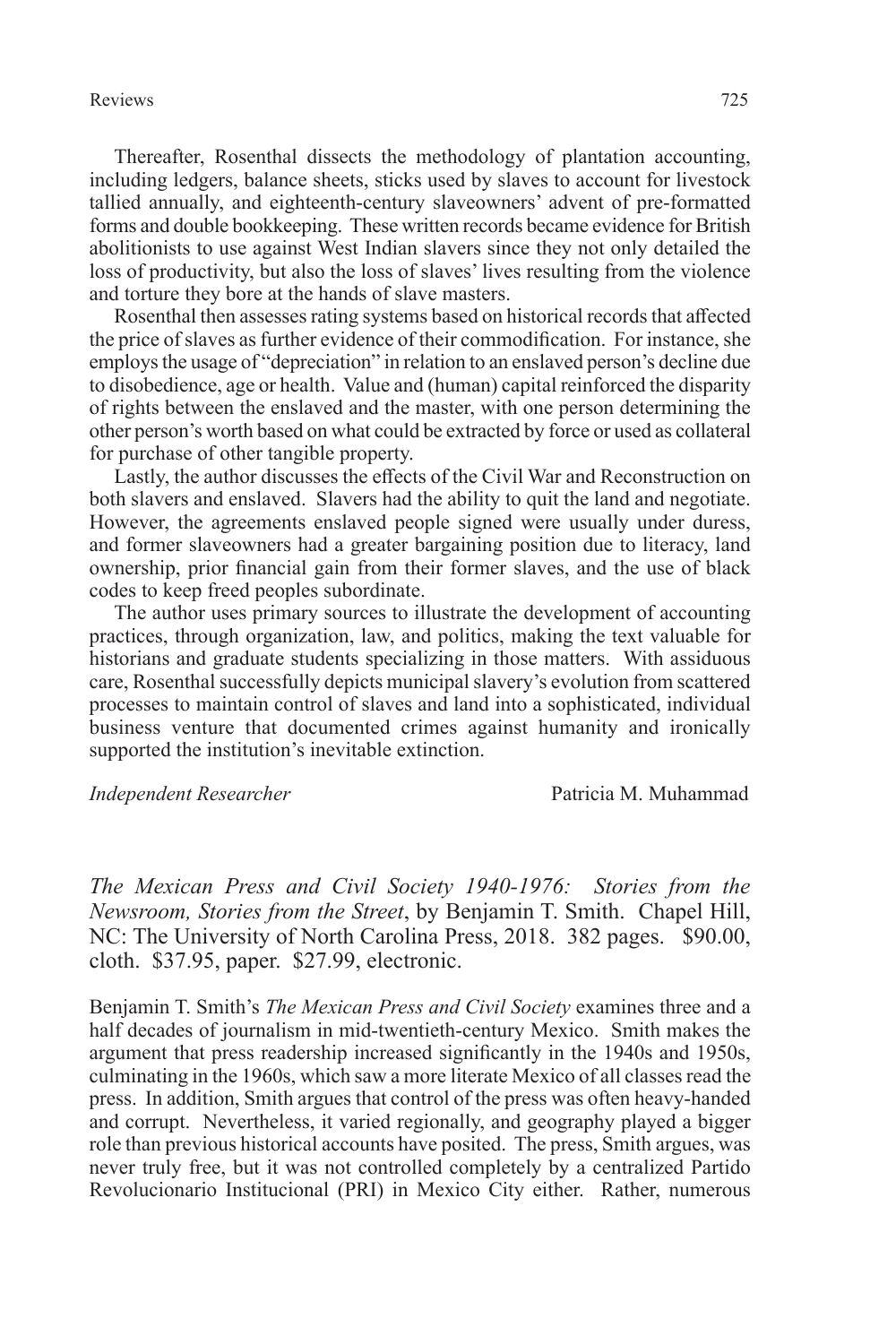Thereafter, Rosenthal dissects the methodology of plantation accounting, including ledgers, balance sheets, sticks used by slaves to account for livestock tallied annually, and eighteenth-century slaveowners' advent of pre-formatted forms and double bookkeeping. These written records became evidence for British abolitionists to use against West Indian slavers since they not only detailed the loss of productivity, but also the loss of slaves' lives resulting from the violence and torture they bore at the hands of slave masters.

Rosenthal then assesses rating systems based on historical records that affected the price of slaves as further evidence of their commodification. For instance, she employs the usage of "depreciation" in relation to an enslaved person's decline due to disobedience, age or health. Value and (human) capital reinforced the disparity of rights between the enslaved and the master, with one person determining the other person's worth based on what could be extracted by force or used as collateral for purchase of other tangible property.

Lastly, the author discusses the effects of the Civil War and Reconstruction on both slavers and enslaved. Slavers had the ability to quit the land and negotiate. However, the agreements enslaved people signed were usually under duress, and former slaveowners had a greater bargaining position due to literacy, land ownership, prior financial gain from their former slaves, and the use of black codes to keep freed peoples subordinate.

The author uses primary sources to illustrate the development of accounting practices, through organization, law, and politics, making the text valuable for historians and graduate students specializing in those matters. With assiduous care, Rosenthal successfully depicts municipal slavery's evolution from scattered processes to maintain control of slaves and land into a sophisticated, individual business venture that documented crimes against humanity and ironically supported the institution's inevitable extinction.

*Independent Researcher* — Patricia M. Muhammad

*The Mexican Press and Civil Society 1940-1976: Stories from the Newsroom, Stories from the Street*, by Benjamin T. Smith. Chapel Hill, NC: The University of North Carolina Press, 2018. 382 pages. $90.00, cloth. $37.95, paper. $27.99, electronic.

Benjamin T. Smith's *The Mexican Press and Civil Society* examines three and a half decades of journalism in mid-twentieth-century Mexico. Smith makes the argument that press readership increased significantly in the 1940s and 1950s, culminating in the 1960s, which saw a more literate Mexico of all classes read the press. In addition, Smith argues that control of the press was often heavy-handed and corrupt. Nevertheless, it varied regionally, and geography played a bigger role than previous historical accounts have posited. The press, Smith argues, was never truly free, but it was not controlled completely by a centralized Partido Revolucionario Institucional (PRI) in Mexico City either. Rather, numerous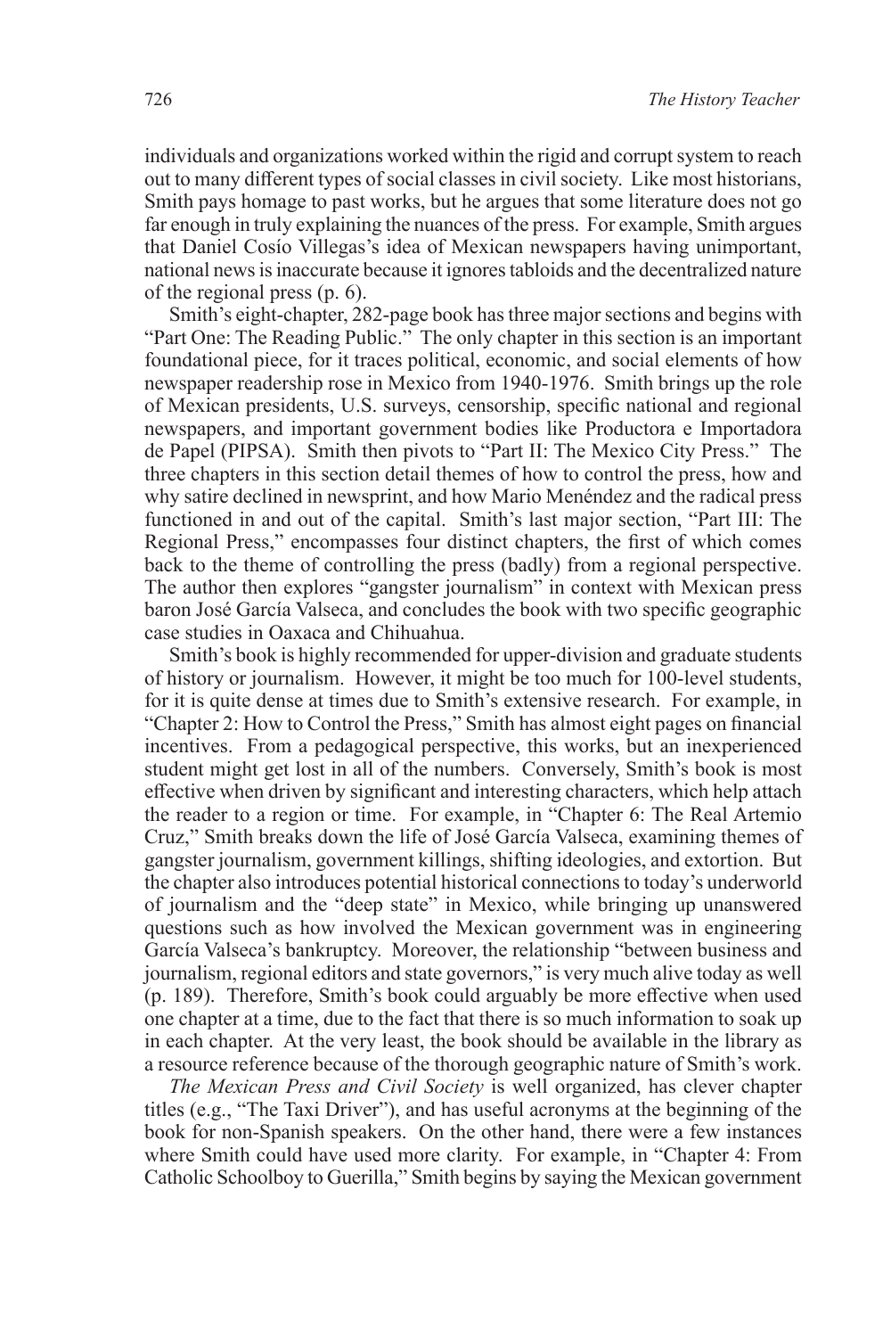individuals and organizations worked within the rigid and corrupt system to reach out to many different types of social classes in civil society. Like most historians, Smith pays homage to past works, but he argues that some literature does not go far enough in truly explaining the nuances of the press. For example, Smith argues that Daniel Cosío Villegas's idea of Mexican newspapers having unimportant, national news is inaccurate because it ignores tabloids and the decentralized nature of the regional press (p. 6).

Smith's eight-chapter, 282-page book has three major sections and begins with "Part One: The Reading Public." The only chapter in this section is an important foundational piece, for it traces political, economic, and social elements of how newspaper readership rose in Mexico from 1940-1976. Smith brings up the role of Mexican presidents, U.S. surveys, censorship, specific national and regional newspapers, and important government bodies like Productora e Importadora de Papel (PIPSA). Smith then pivots to "Part II: The Mexico City Press." The three chapters in this section detail themes of how to control the press, how and why satire declined in newsprint, and how Mario Menéndez and the radical press functioned in and out of the capital. Smith's last major section, "Part III: The Regional Press," encompasses four distinct chapters, the first of which comes back to the theme of controlling the press (badly) from a regional perspective. The author then explores "gangster journalism" in context with Mexican press baron José García Valseca, and concludes the book with two specific geographic case studies in Oaxaca and Chihuahua.

Smith's book is highly recommended for upper-division and graduate students of history or journalism. However, it might be too much for 100-level students, for it is quite dense at times due to Smith's extensive research. For example, in "Chapter 2: How to Control the Press," Smith has almost eight pages on financial incentives. From a pedagogical perspective, this works, but an inexperienced student might get lost in all of the numbers. Conversely, Smith's book is most effective when driven by significant and interesting characters, which help attach the reader to a region or time. For example, in "Chapter 6: The Real Artemio Cruz," Smith breaks down the life of José García Valseca, examining themes of gangster journalism, government killings, shifting ideologies, and extortion. But the chapter also introduces potential historical connections to today's underworld of journalism and the "deep state" in Mexico, while bringing up unanswered questions such as how involved the Mexican government was in engineering García Valseca's bankruptcy. Moreover, the relationship "between business and journalism, regional editors and state governors," is very much alive today as well (p. 189). Therefore, Smith's book could arguably be more effective when used one chapter at a time, due to the fact that there is so much information to soak up in each chapter. At the very least, the book should be available in the library as a resource reference because of the thorough geographic nature of Smith's work.

*The Mexican Press and Civil Society* is well organized, has clever chapter titles (e.g., "The Taxi Driver"), and has useful acronyms at the beginning of the book for non-Spanish speakers. On the other hand, there were a few instances where Smith could have used more clarity. For example, in "Chapter 4: From Catholic Schoolboy to Guerilla," Smith begins by saying the Mexican government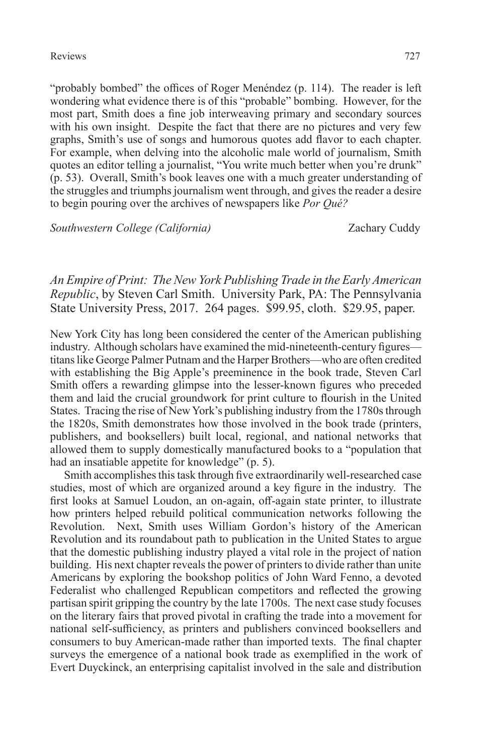"probably bombed" the offices of Roger Menéndez (p. 114). The reader is left wondering what evidence there is of this "probable" bombing. However, for the most part, Smith does a fine job interweaving primary and secondary sources with his own insight. Despite the fact that there are no pictures and very few graphs, Smith's use of songs and humorous quotes add flavor to each chapter. For example, when delving into the alcoholic male world of journalism, Smith quotes an editor telling a journalist, "You write much better when you're drunk" (p. 53). Overall, Smith's book leaves one with a much greater understanding of the struggles and triumphs journalism went through, and gives the reader a desire to begin pouring over the archives of newspapers like *Por Qué?*

*Southwestern College (California)* Zachary Cuddy

*An Empire of Print: The New York Publishing Trade in the Early American Republic*, by Steven Carl Smith. University Park, PA: The Pennsylvania State University Press, 2017. 264 pages. $99.95, cloth. $29.95, paper.

New York City has long been considered the center of the American publishing industry. Although scholars have examined the mid-nineteenth-century figures—titans like George Palmer Putnam and the Harper Brothers—who are often credited with establishing the Big Apple's preeminence in the book trade, Steven Carl Smith offers a rewarding glimpse into the lesser-known figures who preceded them and laid the crucial groundwork for print culture to flourish in the United States. Tracing the rise of New York's publishing industry from the 1780s through the 1820s, Smith demonstrates how those involved in the book trade (printers, publishers, and booksellers) built local, regional, and national networks that allowed them to supply domestically manufactured books to a "population that had an insatiable appetite for knowledge" (p. 5).

Smith accomplishes this task through five extraordinarily well-researched case studies, most of which are organized around a key figure in the industry. The first looks at Samuel Loudon, an on-again, off-again state printer, to illustrate how printers helped rebuild political communication networks following the Revolution. Next, Smith uses William Gordon's history of the American Revolution and its roundabout path to publication in the United States to argue that the domestic publishing industry played a vital role in the project of nation building. His next chapter reveals the power of printers to divide rather than unite Americans by exploring the bookshop politics of John Ward Fenno, a devoted Federalist who challenged Republican competitors and reflected the growing partisan spirit gripping the country by the late 1700s. The next case study focuses on the literary fairs that proved pivotal in crafting the trade into a movement for national self-sufficiency, as printers and publishers convinced booksellers and consumers to buy American-made rather than imported texts. The final chapter surveys the emergence of a national book trade as exemplified in the work of Evert Duyckinck, an enterprising capitalist involved in the sale and distribution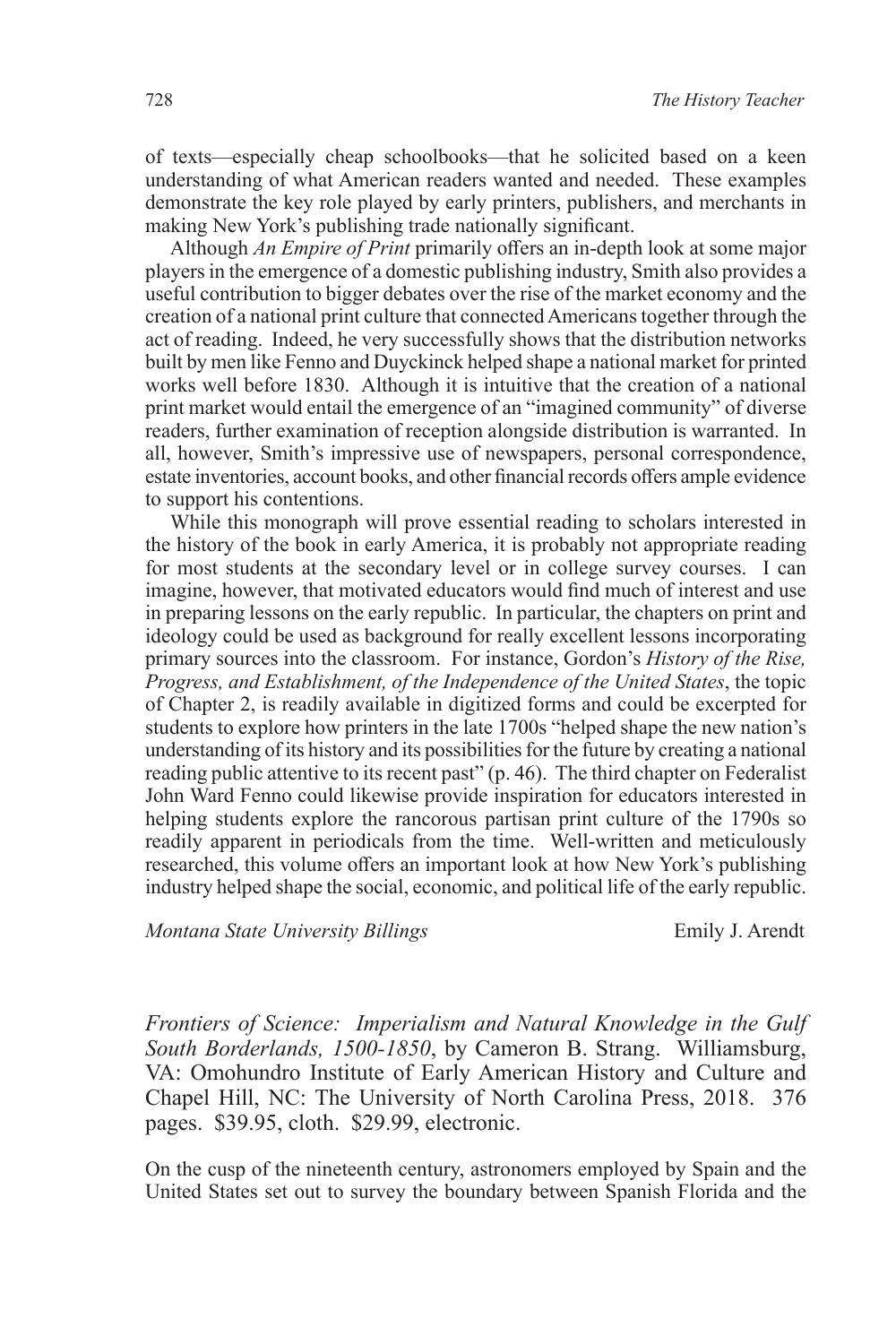of texts—especially cheap schoolbooks—that he solicited based on a keen understanding of what American readers wanted and needed. These examples demonstrate the key role played by early printers, publishers, and merchants in making New York's publishing trade nationally significant.

Although *An Empire of Print* primarily offers an in-depth look at some major players in the emergence of a domestic publishing industry, Smith also provides a useful contribution to bigger debates over the rise of the market economy and the creation of a national print culture that connected Americans together through the act of reading. Indeed, he very successfully shows that the distribution networks built by men like Fenno and Duyckinck helped shape a national market for printed works well before 1830. Although it is intuitive that the creation of a national print market would entail the emergence of an "imagined community" of diverse readers, further examination of reception alongside distribution is warranted. In all, however, Smith's impressive use of newspapers, personal correspondence, estate inventories, account books, and other financial records offers ample evidence to support his contentions.

While this monograph will prove essential reading to scholars interested in the history of the book in early America, it is probably not appropriate reading for most students at the secondary level or in college survey courses. I can imagine, however, that motivated educators would find much of interest and use in preparing lessons on the early republic. In particular, the chapters on print and ideology could be used as background for really excellent lessons incorporating primary sources into the classroom. For instance, Gordon's *History of the Rise, Progress, and Establishment, of the Independence of the United States*, the topic of Chapter 2, is readily available in digitized forms and could be excerpted for students to explore how printers in the late 1700s "helped shape the new nation's understanding of its history and its possibilities for the future by creating a national reading public attentive to its recent past" (p. 46). The third chapter on Federalist John Ward Fenno could likewise provide inspiration for educators interested in helping students explore the rancorous partisan print culture of the 1790s so readily apparent in periodicals from the time. Well-written and meticulously researched, this volume offers an important look at how New York's publishing industry helped shape the social, economic, and political life of the early republic.

*Montana State University Billings* — Emily J. Arendt

*Frontiers of Science: Imperialism and Natural Knowledge in the Gulf South Borderlands, 1500-1850*, by Cameron B. Strang. Williamsburg, VA: Omohundro Institute of Early American History and Culture and Chapel Hill, NC: The University of North Carolina Press, 2018. 376 pages. $39.95, cloth. $29.99, electronic.

On the cusp of the nineteenth century, astronomers employed by Spain and the United States set out to survey the boundary between Spanish Florida and the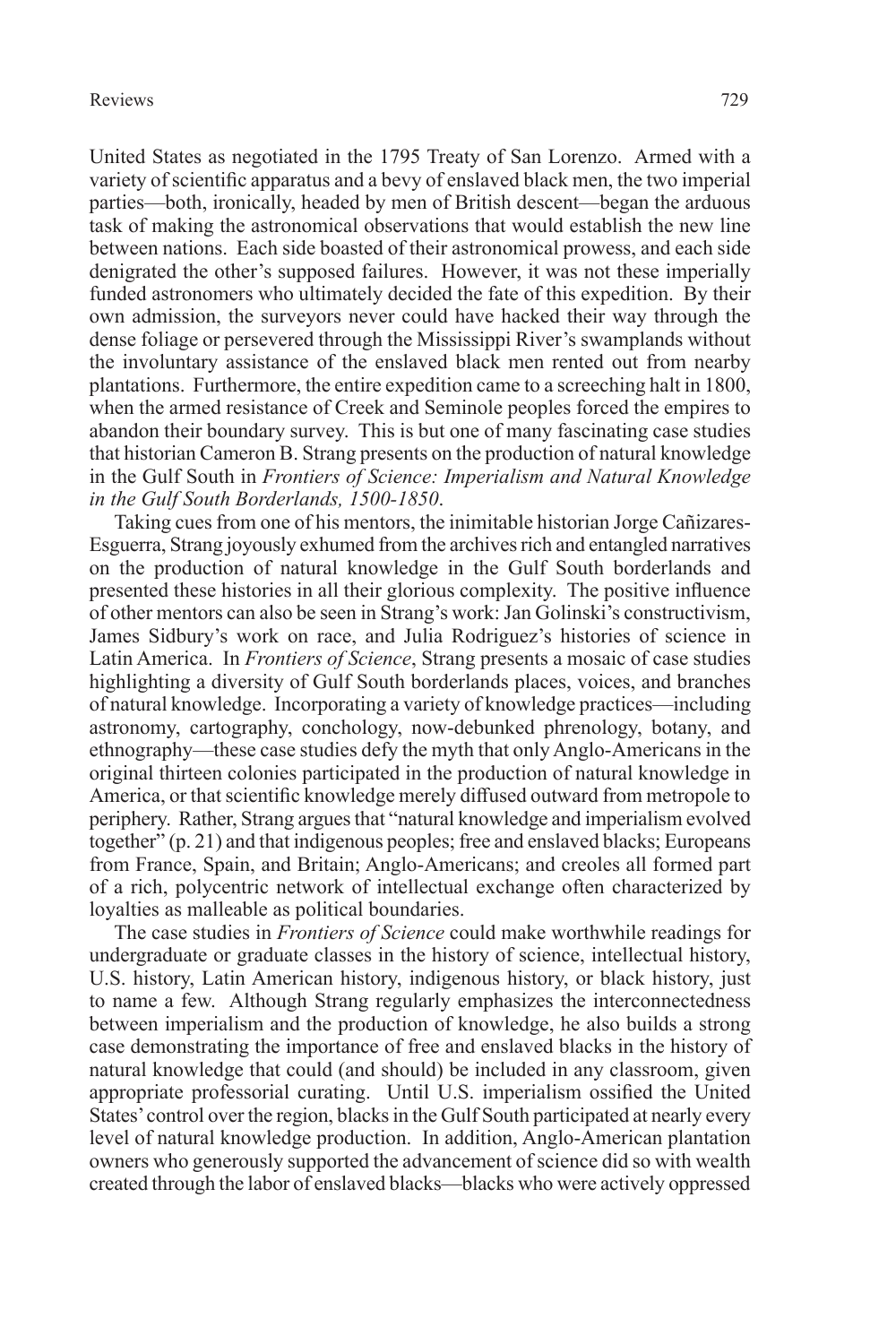United States as negotiated in the 1795 Treaty of San Lorenzo. Armed with a variety of scientific apparatus and a bevy of enslaved black men, the two imperial parties—both, ironically, headed by men of British descent—began the arduous task of making the astronomical observations that would establish the new line between nations. Each side boasted of their astronomical prowess, and each side denigrated the other's supposed failures. However, it was not these imperially funded astronomers who ultimately decided the fate of this expedition. By their own admission, the surveyors never could have hacked their way through the dense foliage or persevered through the Mississippi River's swamplands without the involuntary assistance of the enslaved black men rented out from nearby plantations. Furthermore, the entire expedition came to a screeching halt in 1800, when the armed resistance of Creek and Seminole peoples forced the empires to abandon their boundary survey. This is but one of many fascinating case studies that historian Cameron B. Strang presents on the production of natural knowledge in the Gulf South in *Frontiers of Science: Imperialism and Natural Knowledge in the Gulf South Borderlands, 1500-1850*.

Taking cues from one of his mentors, the inimitable historian Jorge Cañizares-Esguerra, Strang joyously exhumed from the archives rich and entangled narratives on the production of natural knowledge in the Gulf South borderlands and presented these histories in all their glorious complexity. The positive influence of other mentors can also be seen in Strang's work: Jan Golinski's constructivism, James Sidbury's work on race, and Julia Rodriguez's histories of science in Latin America. In *Frontiers of Science*, Strang presents a mosaic of case studies highlighting a diversity of Gulf South borderlands places, voices, and branches of natural knowledge. Incorporating a variety of knowledge practices—including astronomy, cartography, conchology, now-debunked phrenology, botany, and ethnography—these case studies defy the myth that only Anglo-Americans in the original thirteen colonies participated in the production of natural knowledge in America, or that scientific knowledge merely diffused outward from metropole to periphery. Rather, Strang argues that "natural knowledge and imperialism evolved together" (p. 21) and that indigenous peoples; free and enslaved blacks; Europeans from France, Spain, and Britain; Anglo-Americans; and creoles all formed part of a rich, polycentric network of intellectual exchange often characterized by loyalties as malleable as political boundaries.

The case studies in *Frontiers of Science* could make worthwhile readings for undergraduate or graduate classes in the history of science, intellectual history, U.S. history, Latin American history, indigenous history, or black history, just to name a few. Although Strang regularly emphasizes the interconnectedness between imperialism and the production of knowledge, he also builds a strong case demonstrating the importance of free and enslaved blacks in the history of natural knowledge that could (and should) be included in any classroom, given appropriate professorial curating. Until U.S. imperialism ossified the United States' control over the region, blacks in the Gulf South participated at nearly every level of natural knowledge production. In addition, Anglo-American plantation owners who generously supported the advancement of science did so with wealth created through the labor of enslaved blacks—blacks who were actively oppressed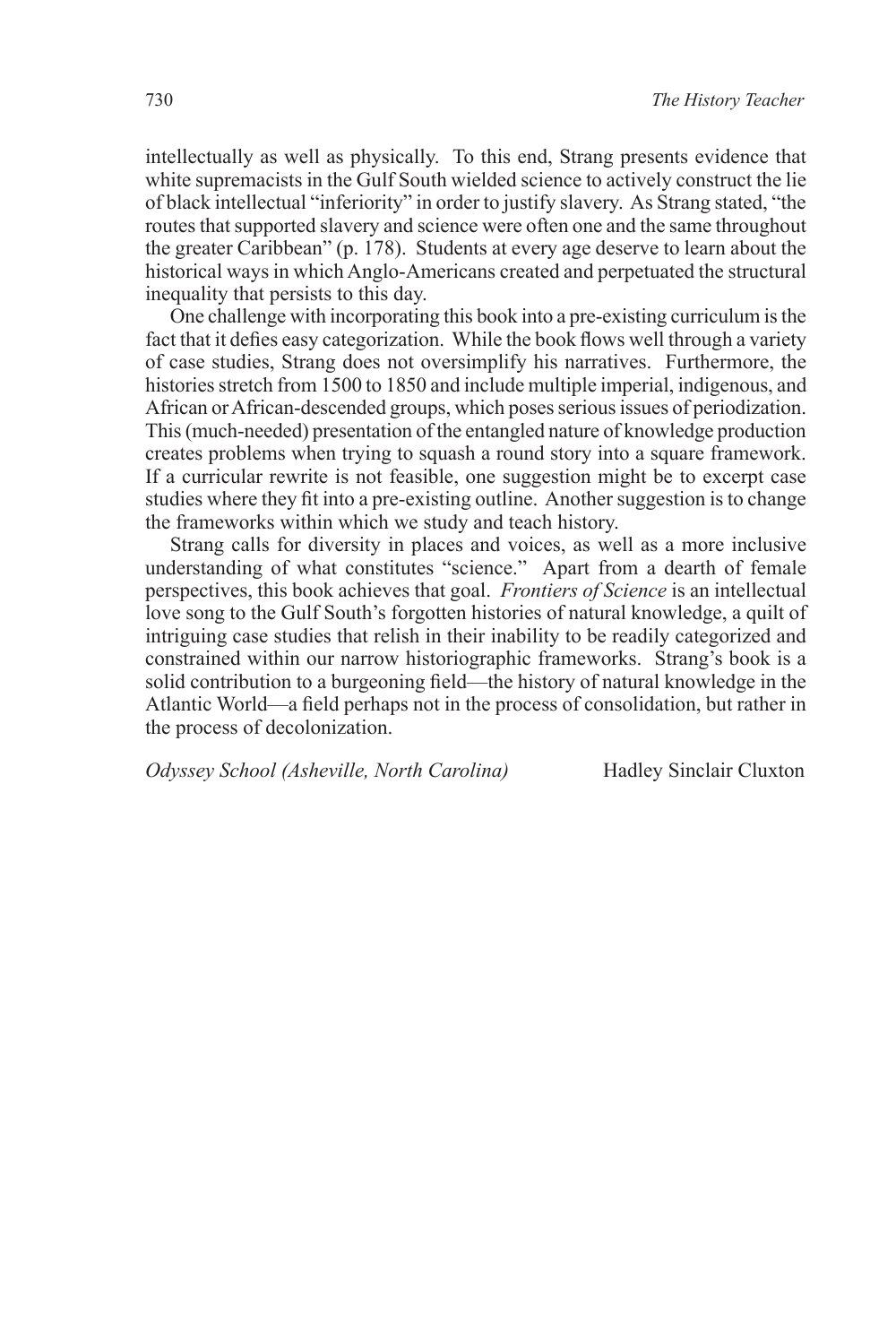intellectually as well as physically. To this end, Strang presents evidence that white supremacists in the Gulf South wielded science to actively construct the lie of black intellectual "inferiority" in order to justify slavery. As Strang stated, "the routes that supported slavery and science were often one and the same throughout the greater Caribbean" (p. 178). Students at every age deserve to learn about the historical ways in which Anglo-Americans created and perpetuated the structural inequality that persists to this day.

One challenge with incorporating this book into a pre-existing curriculum is the fact that it defies easy categorization. While the book flows well through a variety of case studies, Strang does not oversimplify his narratives. Furthermore, the histories stretch from 1500 to 1850 and include multiple imperial, indigenous, and African or African-descended groups, which poses serious issues of periodization. This (much-needed) presentation of the entangled nature of knowledge production creates problems when trying to squash a round story into a square framework. If a curricular rewrite is not feasible, one suggestion might be to excerpt case studies where they fit into a pre-existing outline. Another suggestion is to change the frameworks within which we study and teach history.

Strang calls for diversity in places and voices, as well as a more inclusive understanding of what constitutes "science." Apart from a dearth of female perspectives, this book achieves that goal. *Frontiers of Science* is an intellectual love song to the Gulf South's forgotten histories of natural knowledge, a quilt of intriguing case studies that relish in their inability to be readily categorized and constrained within our narrow historiographic frameworks. Strang's book is a solid contribution to a burgeoning field—the history of natural knowledge in the Atlantic World—a field perhaps not in the process of consolidation, but rather in the process of decolonization.

*Odyssey School (Asheville, North Carolina)* — Hadley Sinclair Cluxton